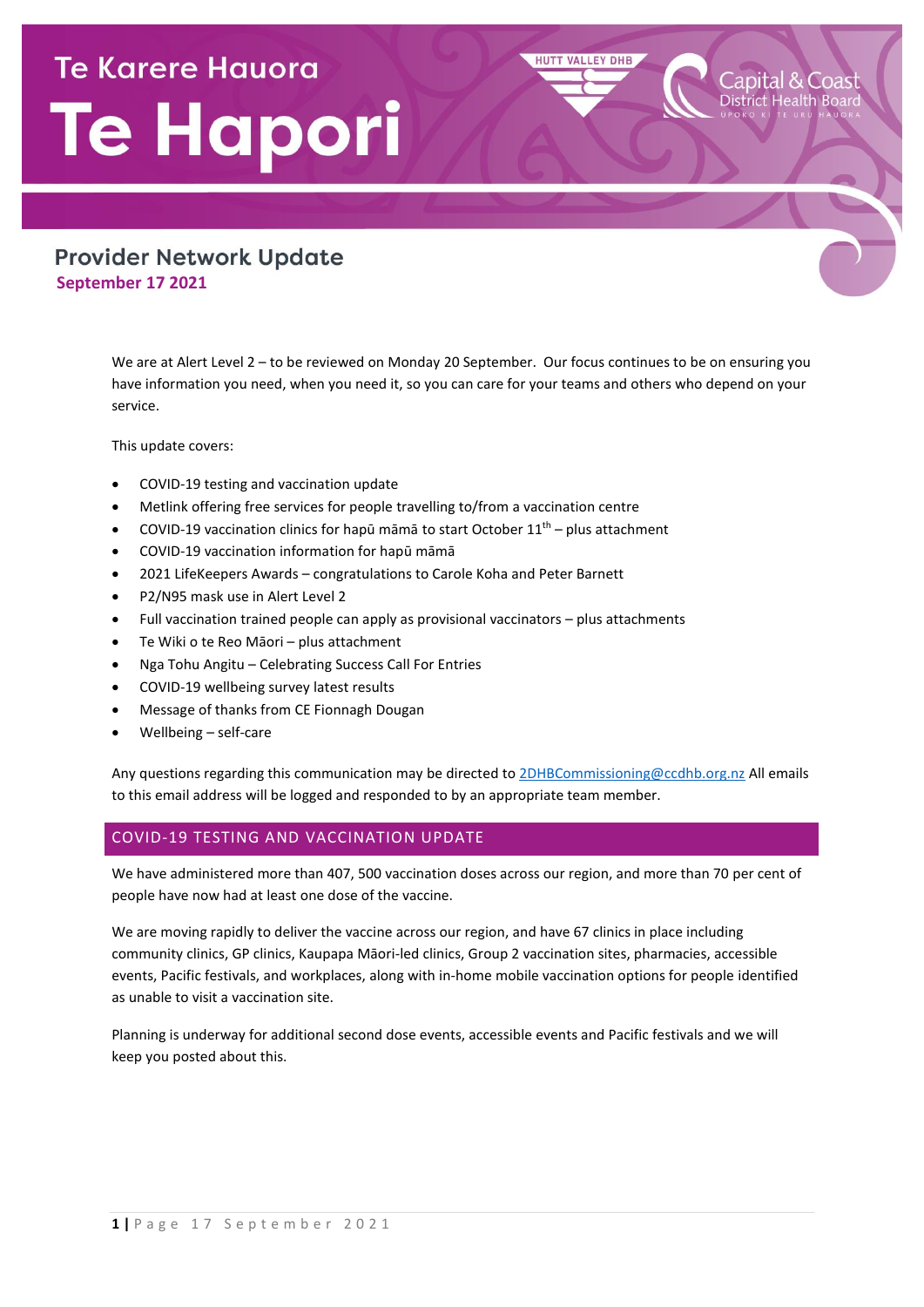# Te Karere Hauora Te Hapori

## Provider Network Update

**September 17 2021**

We are at Alert Level 2 – to be reviewed on Monday 20 September. Our focus continues to be on ensuring you have information you need, when you need it, so you can care for your teams and others who depend on your service.

This update covers:

- COVID-19 testing and vaccination update
- Metlink offering free services for people travelling to/from a vaccination centre
- COVID-19 vaccination clinics for hapū māmā to start October 11th – plus attachment
- COVID-19 vaccination information for hapū māmā
- 2021 LifeKeepers Awards – congratulations to Carole Koha and Peter Barnett
- P2/N95 mask use in Alert Level 2
- Full vaccination trained people can apply as provisional vaccinators – plus attachments
- Te Wiki o te Reo Māori – plus attachment
- Nga Tohu Angitu – Celebrating Success Call For Entries
- COVID-19 wellbeing survey latest results
- Message of thanks from CE Fionnagh Dougan
- Wellbeing – self-care

Any questions regarding this communication may be directed to 2DHBCommissioning@ccdhb.org.nz All emails to this email address will be logged and responded to by an appropriate team member.

## COVID-19 TESTING AND VACCINATION UPDATE

We have administered more than 407, 500 vaccination doses across our region, and more than 70 per cent of people have now had at least one dose of the vaccine.

We are moving rapidly to deliver the vaccine across our region, and have 67 clinics in place including community clinics, GP clinics, Kaupapa Māori-led clinics, Group 2 vaccination sites, pharmacies, accessible events, Pacific festivals, and workplaces, along with in-home mobile vaccination options for people identified as unable to visit a vaccination site.

Planning is underway for additional second dose events, accessible events and Pacific festivals and we will keep you posted about this.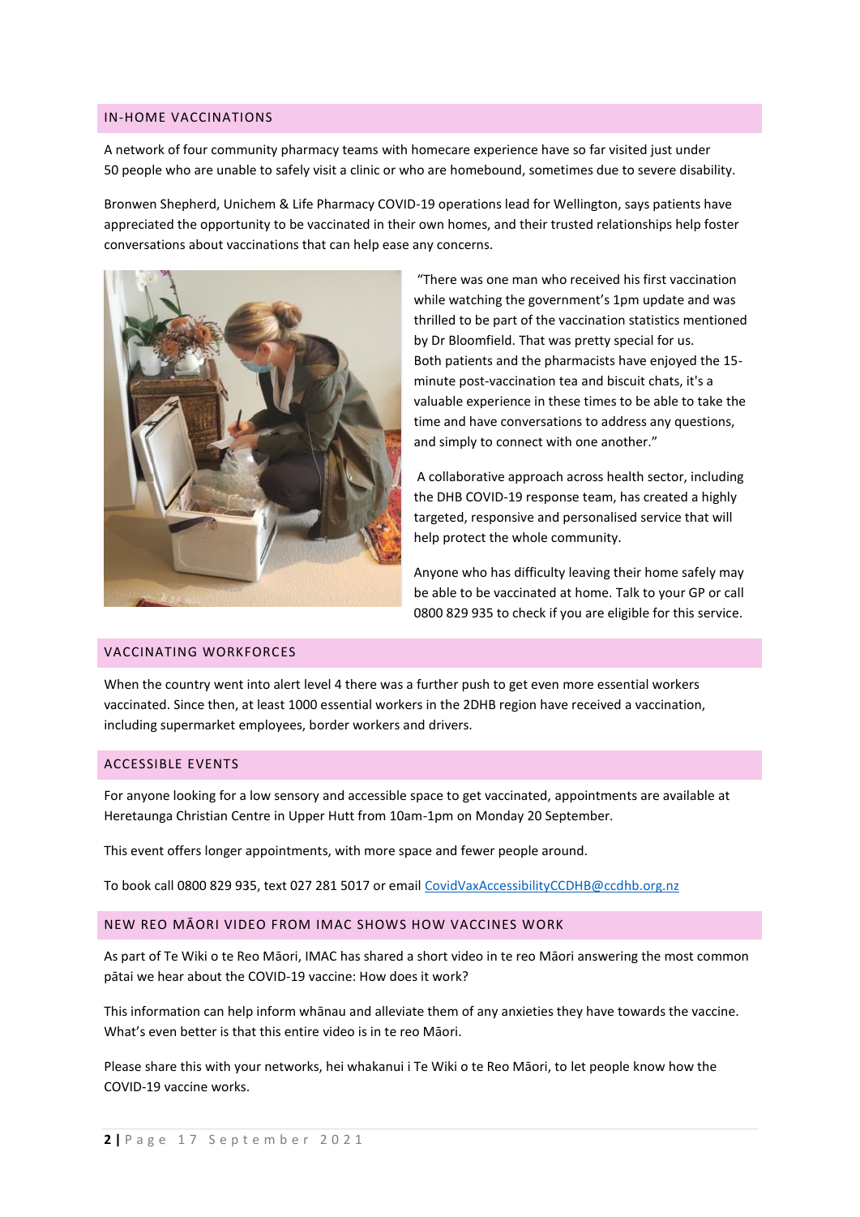## IN-HOME VACCINATIONS

A network of four community pharmacy teams with homecare experience have so far visited just under 50 people who are unable to safely visit a clinic or who are homebound, sometimes due to severe disability.

Bronwen Shepherd, Unichem & Life Pharmacy COVID-19 operations lead for Wellington, says patients have appreciated the opportunity to be vaccinated in their own homes, and their trusted relationships help foster conversations about vaccinations that can help ease any concerns.

"There was one man who received his first vaccination while watching the government's 1pm update and was thrilled to be part of the vaccination statistics mentioned by Dr Bloomfield. That was pretty special for us.
Both patients and the pharmacists have enjoyed the 15-minute post-vaccination tea and biscuit chats, it's a valuable experience in these times to be able to take the time and have conversations to address any questions, and simply to connect with one another."

A collaborative approach across health sector, including the DHB COVID-19 response team, has created a highly targeted, responsive and personalised service that will help protect the whole community.

Anyone who has difficulty leaving their home safely may be able to be vaccinated at home. Talk to your GP or call 0800 829 935 to check if you are eligible for this service.

## VACCINATING WORKFORCES

When the country went into alert level 4 there was a further push to get even more essential workers vaccinated. Since then, at least 1000 essential workers in the 2DHB region have received a vaccination, including supermarket employees, border workers and drivers.

## ACCESSIBLE EVENTS

For anyone looking for a low sensory and accessible space to get vaccinated, appointments are available at Heretaunga Christian Centre in Upper Hutt from 10am-1pm on Monday 20 September.

This event offers longer appointments, with more space and fewer people around.

To book call 0800 829 935, text 027 281 5017 or email CovidVaxAccessibilityCCDHB@ccdhb.org.nz

## NEW REO MĀORI VIDEO FROM IMAC SHOWS HOW VACCINES WORK

As part of Te Wiki o te Reo Māori, IMAC has shared a short video in te reo Māori answering the most common pātai we hear about the COVID-19 vaccine: How does it work?

This information can help inform whānau and alleviate them of any anxieties they have towards the vaccine. What's even better is that this entire video is in te reo Māori.

Please share this with your networks, hei whakanui i Te Wiki o te Reo Māori, to let people know how the COVID-19 vaccine works.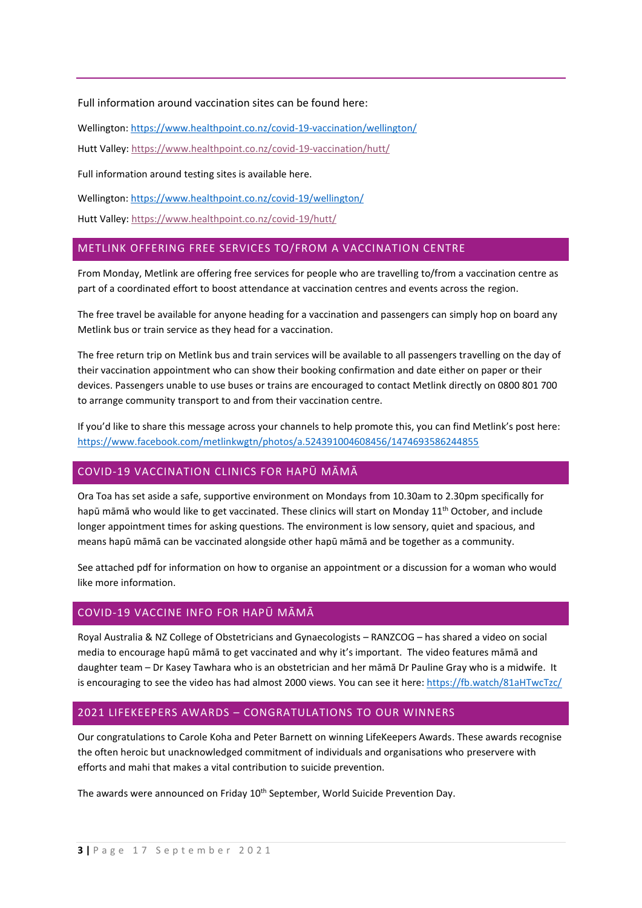Full information around vaccination sites can be found here:

Wellington: https://www.healthpoint.co.nz/covid-19-vaccination/wellington/

Hutt Valley: https://www.healthpoint.co.nz/covid-19-vaccination/hutt/

Full information around testing sites is available here.

Wellington: https://www.healthpoint.co.nz/covid-19/wellington/

Hutt Valley: https://www.healthpoint.co.nz/covid-19/hutt/

## METLINK OFFERING FREE SERVICES TO/FROM A VACCINATION CENTRE

From Monday, Metlink are offering free services for people who are travelling to/from a vaccination centre as part of a coordinated effort to boost attendance at vaccination centres and events across the region.

The free travel be available for anyone heading for a vaccination and passengers can simply hop on board any Metlink bus or train service as they head for a vaccination.

The free return trip on Metlink bus and train services will be available to all passengers travelling on the day of their vaccination appointment who can show their booking confirmation and date either on paper or their devices. Passengers unable to use buses or trains are encouraged to contact Metlink directly on 0800 801 700 to arrange community transport to and from their vaccination centre.

If you'd like to share this message across your channels to help promote this, you can find Metlink's post here: https://www.facebook.com/metlinkwgtn/photos/a.524391004608456/1474693586244855

## COVID-19 VACCINATION CLINICS FOR HAPŪ MĀMĀ

Ora Toa has set aside a safe, supportive environment on Mondays from 10.30am to 2.30pm specifically for hapū māmā who would like to get vaccinated. These clinics will start on Monday 11th October, and include longer appointment times for asking questions. The environment is low sensory, quiet and spacious, and means hapū māmā can be vaccinated alongside other hapū māmā and be together as a community.

See attached pdf for information on how to organise an appointment or a discussion for a woman who would like more information.

## COVID-19 VACCINE INFO FOR HAPŪ MĀMĀ

Royal Australia & NZ College of Obstetricians and Gynaecologists – RANZCOG – has shared a video on social media to encourage hapū māmā to get vaccinated and why it's important. The video features māmā and daughter team – Dr Kasey Tawhara who is an obstetrician and her māmā Dr Pauline Gray who is a midwife. It is encouraging to see the video has had almost 2000 views. You can see it here: https://fb.watch/81aHTwcTzc/

## 2021 LIFEKEEPERS AWARDS – CONGRATULATIONS TO OUR WINNERS

Our congratulations to Carole Koha and Peter Barnett on winning LifeKeepers Awards. These awards recognise the often heroic but unacknowledged commitment of individuals and organisations who preservere with efforts and mahi that makes a vital contribution to suicide prevention.

The awards were announced on Friday 10th September, World Suicide Prevention Day.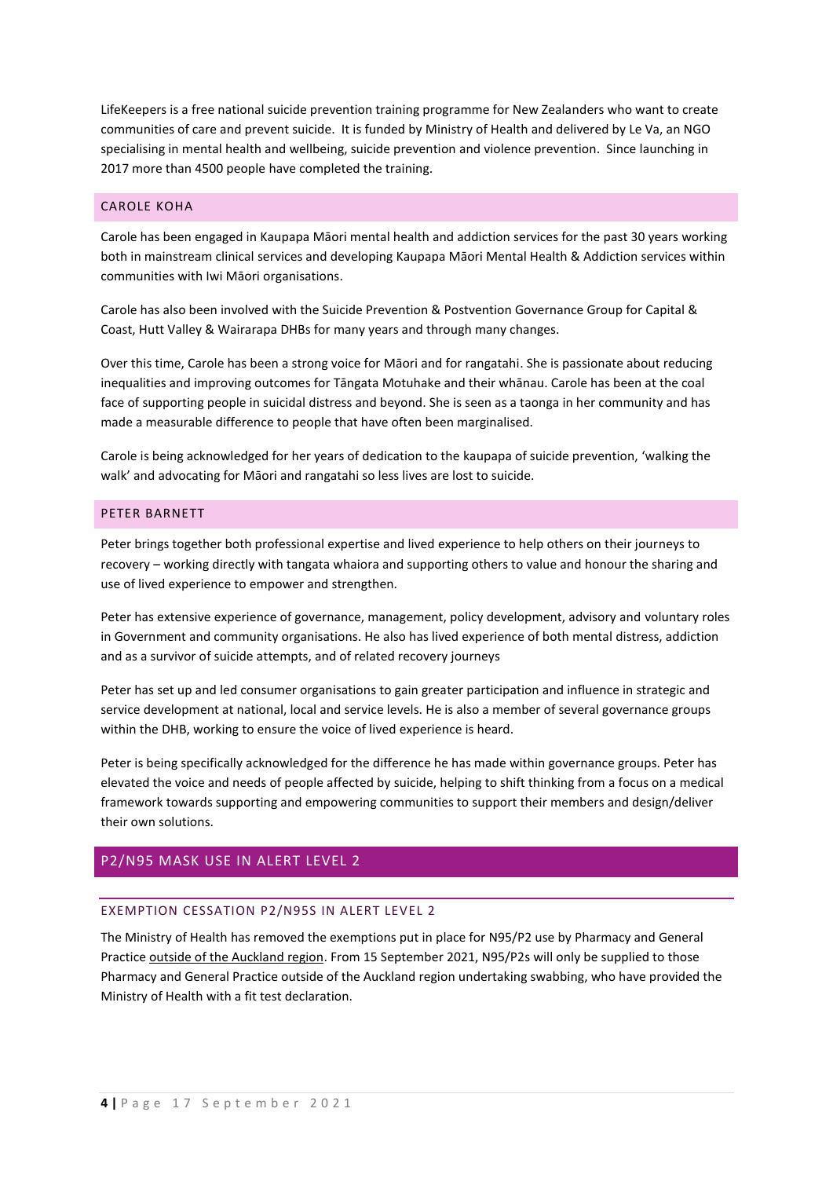LifeKeepers is a free national suicide prevention training programme for New Zealanders who want to create communities of care and prevent suicide. It is funded by Ministry of Health and delivered by Le Va, an NGO specialising in mental health and wellbeing, suicide prevention and violence prevention. Since launching in 2017 more than 4500 people have completed the training.

### CAROLE KOHA

Carole has been engaged in Kaupapa Māori mental health and addiction services for the past 30 years working both in mainstream clinical services and developing Kaupapa Māori Mental Health & Addiction services within communities with Iwi Māori organisations.

Carole has also been involved with the Suicide Prevention & Postvention Governance Group for Capital & Coast, Hutt Valley & Wairarapa DHBs for many years and through many changes.

Over this time, Carole has been a strong voice for Māori and for rangatahi. She is passionate about reducing inequalities and improving outcomes for Tāngata Motuhake and their whānau. Carole has been at the coal face of supporting people in suicidal distress and beyond. She is seen as a taonga in her community and has made a measurable difference to people that have often been marginalised.

Carole is being acknowledged for her years of dedication to the kaupapa of suicide prevention, 'walking the walk' and advocating for Māori and rangatahi so less lives are lost to suicide.

### PETER BARNETT

Peter brings together both professional expertise and lived experience to help others on their journeys to recovery – working directly with tangata whaiora and supporting others to value and honour the sharing and use of lived experience to empower and strengthen.

Peter has extensive experience of governance, management, policy development, advisory and voluntary roles in Government and community organisations. He also has lived experience of both mental distress, addiction and as a survivor of suicide attempts, and of related recovery journeys

Peter has set up and led consumer organisations to gain greater participation and influence in strategic and service development at national, local and service levels. He is also a member of several governance groups within the DHB, working to ensure the voice of lived experience is heard.

Peter is being specifically acknowledged for the difference he has made within governance groups. Peter has elevated the voice and needs of people affected by suicide, helping to shift thinking from a focus on a medical framework towards supporting and empowering communities to support their members and design/deliver their own solutions.

## P2/N95 MASK USE IN ALERT LEVEL 2

### EXEMPTION CESSATION P2/N95S IN ALERT LEVEL 2

The Ministry of Health has removed the exemptions put in place for N95/P2 use by Pharmacy and General Practice outside of the Auckland region. From 15 September 2021, N95/P2s will only be supplied to those Pharmacy and General Practice outside of the Auckland region undertaking swabbing, who have provided the Ministry of Health with a fit test declaration.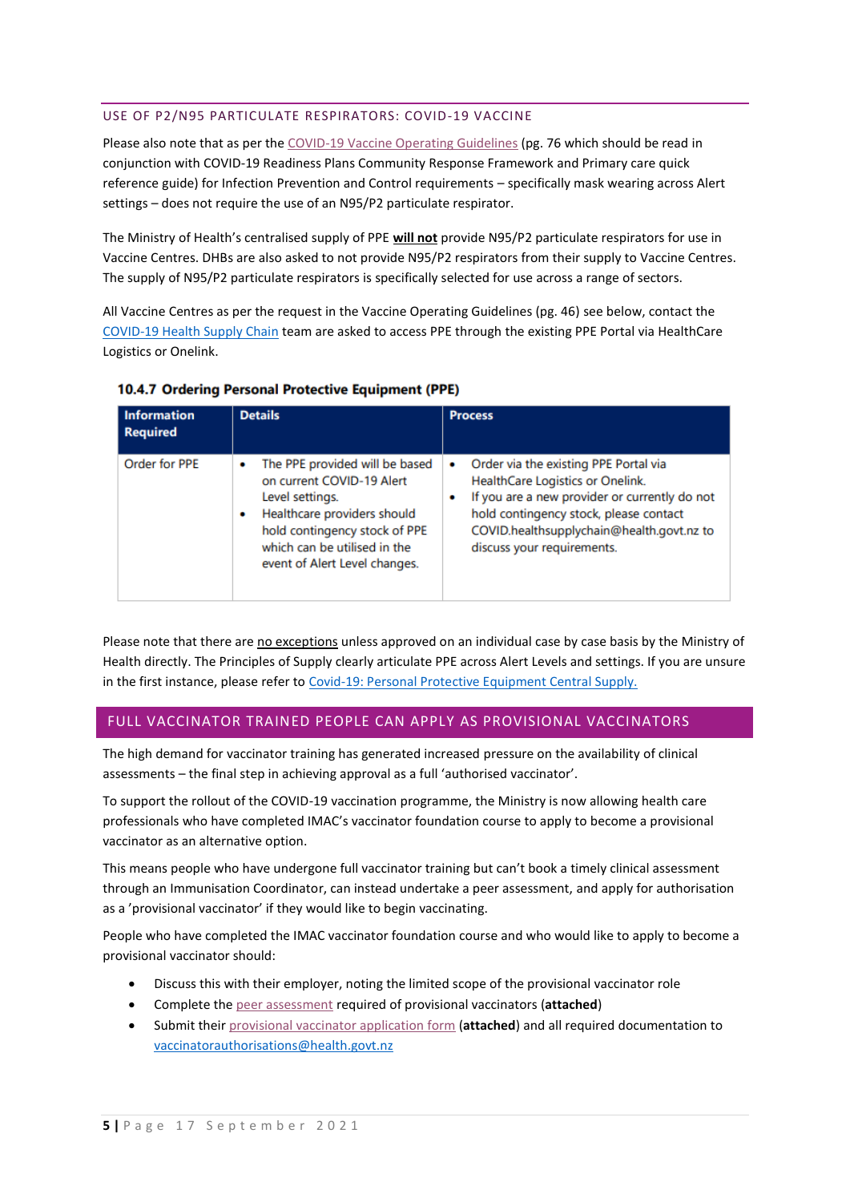## USE OF P2/N95 PARTICULATE RESPIRATORS: COVID-19 VACCINE

Please also note that as per the COVID-19 Vaccine Operating Guidelines (pg. 76 which should be read in conjunction with COVID-19 Readiness Plans Community Response Framework and Primary care quick reference guide) for Infection Prevention and Control requirements – specifically mask wearing across Alert settings – does not require the use of an N95/P2 particulate respirator.

The Ministry of Health's centralised supply of PPE **will not** provide N95/P2 particulate respirators for use in Vaccine Centres. DHBs are also asked to not provide N95/P2 respirators from their supply to Vaccine Centres. The supply of N95/P2 particulate respirators is specifically selected for use across a range of sectors.

All Vaccine Centres as per the request in the Vaccine Operating Guidelines (pg. 46) see below, contact the COVID-19 Health Supply Chain team are asked to access PPE through the existing PPE Portal via HealthCare Logistics or Onelink.

### 10.4.7 Ordering Personal Protective Equipment (PPE)

| Information Required | Details | Process |
|---|---|---|
| Order for PPE | • The PPE provided will be based on current COVID-19 Alert Level settings.<br>• Healthcare providers should hold contingency stock of PPE which can be utilised in the event of Alert Level changes. | • Order via the existing PPE Portal via HealthCare Logistics or Onelink.<br>• If you are a new provider or currently do not hold contingency stock, please contact COVID.healthsupplychain@health.govt.nz to discuss your requirements. |

Please note that there are no exceptions unless approved on an individual case by case basis by the Ministry of Health directly. The Principles of Supply clearly articulate PPE across Alert Levels and settings. If you are unsure in the first instance, please refer to Covid-19: Personal Protective Equipment Central Supply.

## FULL VACCINATOR TRAINED PEOPLE CAN APPLY AS PROVISIONAL VACCINATORS

The high demand for vaccinator training has generated increased pressure on the availability of clinical assessments – the final step in achieving approval as a full 'authorised vaccinator'.

To support the rollout of the COVID-19 vaccination programme, the Ministry is now allowing health care professionals who have completed IMAC's vaccinator foundation course to apply to become a provisional vaccinator as an alternative option.

This means people who have undergone full vaccinator training but can't book a timely clinical assessment through an Immunisation Coordinator, can instead undertake a peer assessment, and apply for authorisation as a 'provisional vaccinator' if they would like to begin vaccinating.

People who have completed the IMAC vaccinator foundation course and who would like to apply to become a provisional vaccinator should:

- Discuss this with their employer, noting the limited scope of the provisional vaccinator role
- Complete the peer assessment required of provisional vaccinators (**attached**)
- Submit their provisional vaccinator application form (**attached**) and all required documentation to vaccinatorauthorisations@health.govt.nz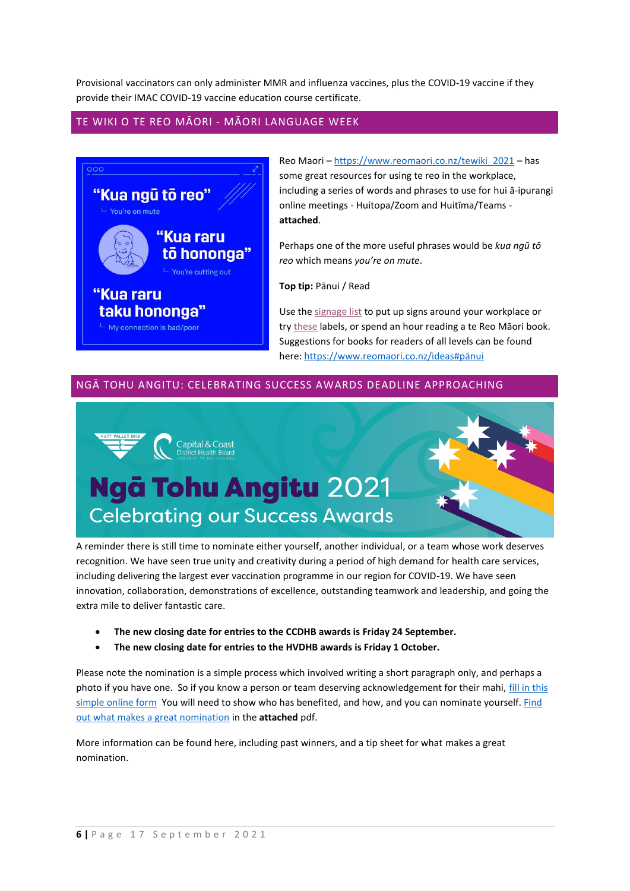Provisional vaccinators can only administer MMR and influenza vaccines, plus the COVID-19 vaccine if they provide their IMAC COVID-19 vaccine education course certificate.

## TE WIKI O TE REO MĀORI - MĀORI LANGUAGE WEEK

"Kua ngū tō reo"
You're on mute

"Kua raru tō hononga"
You're cutting out

"Kua raru taku hononga"
My connection is bad/poor

Reo Maori – https://www.reomaori.co.nz/tewiki_2021 – has some great resources for using te reo in the workplace, including a series of words and phrases to use for hui ā-ipurangi online meetings - Huitopa/Zoom and Huitīma/Teams - **attached**.

Perhaps one of the more useful phrases would be *kua ngū tō reo* which means *you're on mute*.

**Top tip:** Pānui / Read

Use the signage list to put up signs around your workplace or try these labels, or spend an hour reading a te Reo Māori book. Suggestions for books for readers of all levels can be found here: https://www.reomaori.co.nz/ideas#pānui

## NGĀ TOHU ANGITU: CELEBRATING SUCCESS AWARDS DEADLINE APPROACHING

Hutt Valley DHB | Capital & Coast District Health Board

**Ngā Tohu Angitu** 2021
Celebrating our Success Awards

A reminder there is still time to nominate either yourself, another individual, or a team whose work deserves recognition. We have seen true unity and creativity during a period of high demand for health care services, including delivering the largest ever vaccination programme in our region for COVID-19. We have seen innovation, collaboration, demonstrations of excellence, outstanding teamwork and leadership, and going the extra mile to deliver fantastic care.

- **The new closing date for entries to the CCDHB awards is Friday 24 September.**
- **The new closing date for entries to the HVDHB awards is Friday 1 October.**

Please note the nomination is a simple process which involved writing a short paragraph only, and perhaps a photo if you have one. So if you know a person or team deserving acknowledgement for their mahi, fill in this simple online form You will need to show who has benefited, and how, and you can nominate yourself. Find out what makes a great nomination in the **attached** pdf.

More information can be found here, including past winners, and a tip sheet for what makes a great nomination.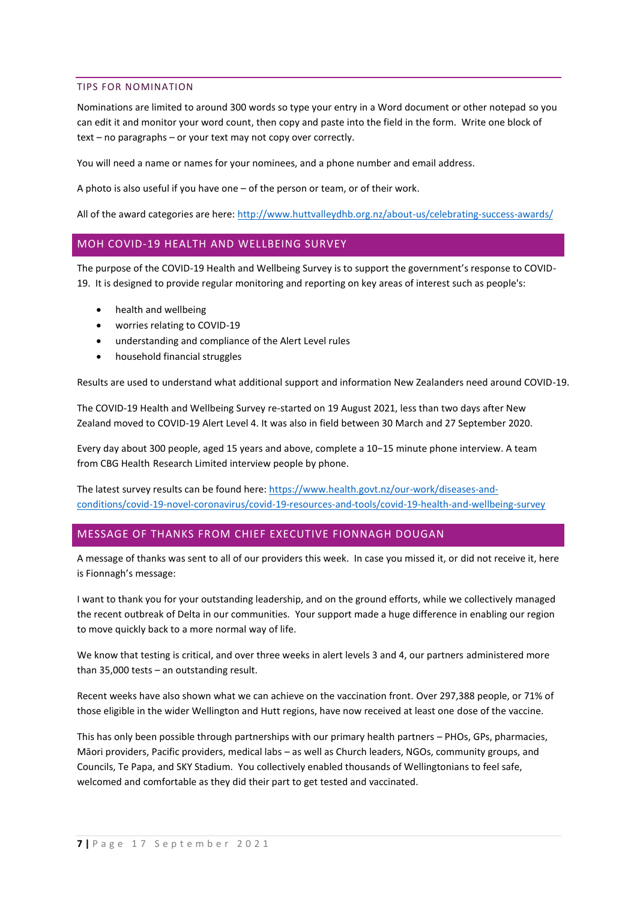## TIPS FOR NOMINATION

Nominations are limited to around 300 words so type your entry in a Word document or other notepad so you can edit it and monitor your word count, then copy and paste into the field in the form. Write one block of text – no paragraphs – or your text may not copy over correctly.

You will need a name or names for your nominees, and a phone number and email address.

A photo is also useful if you have one – of the person or team, or of their work.

All of the award categories are here: http://www.huttvalleydhb.org.nz/about-us/celebrating-success-awards/

## MOH COVID-19 HEALTH AND WELLBEING SURVEY

The purpose of the COVID-19 Health and Wellbeing Survey is to support the government's response to COVID-19. It is designed to provide regular monitoring and reporting on key areas of interest such as people's:

- health and wellbeing
- worries relating to COVID-19
- understanding and compliance of the Alert Level rules
- household financial struggles

Results are used to understand what additional support and information New Zealanders need around COVID-19.

The COVID-19 Health and Wellbeing Survey re-started on 19 August 2021, less than two days after New Zealand moved to COVID-19 Alert Level 4. It was also in field between 30 March and 27 September 2020.

Every day about 300 people, aged 15 years and above, complete a 10−15 minute phone interview. A team from CBG Health Research Limited interview people by phone.

The latest survey results can be found here: https://www.health.govt.nz/our-work/diseases-and-conditions/covid-19-novel-coronavirus/covid-19-resources-and-tools/covid-19-health-and-wellbeing-survey

## MESSAGE OF THANKS FROM CHIEF EXECUTIVE FIONNAGH DOUGAN

A message of thanks was sent to all of our providers this week. In case you missed it, or did not receive it, here is Fionnagh's message:

I want to thank you for your outstanding leadership, and on the ground efforts, while we collectively managed the recent outbreak of Delta in our communities. Your support made a huge difference in enabling our region to move quickly back to a more normal way of life.

We know that testing is critical, and over three weeks in alert levels 3 and 4, our partners administered more than 35,000 tests – an outstanding result.

Recent weeks have also shown what we can achieve on the vaccination front. Over 297,388 people, or 71% of those eligible in the wider Wellington and Hutt regions, have now received at least one dose of the vaccine.

This has only been possible through partnerships with our primary health partners – PHOs, GPs, pharmacies, Māori providers, Pacific providers, medical labs – as well as Church leaders, NGOs, community groups, and Councils, Te Papa, and SKY Stadium. You collectively enabled thousands of Wellingtonians to feel safe, welcomed and comfortable as they did their part to get tested and vaccinated.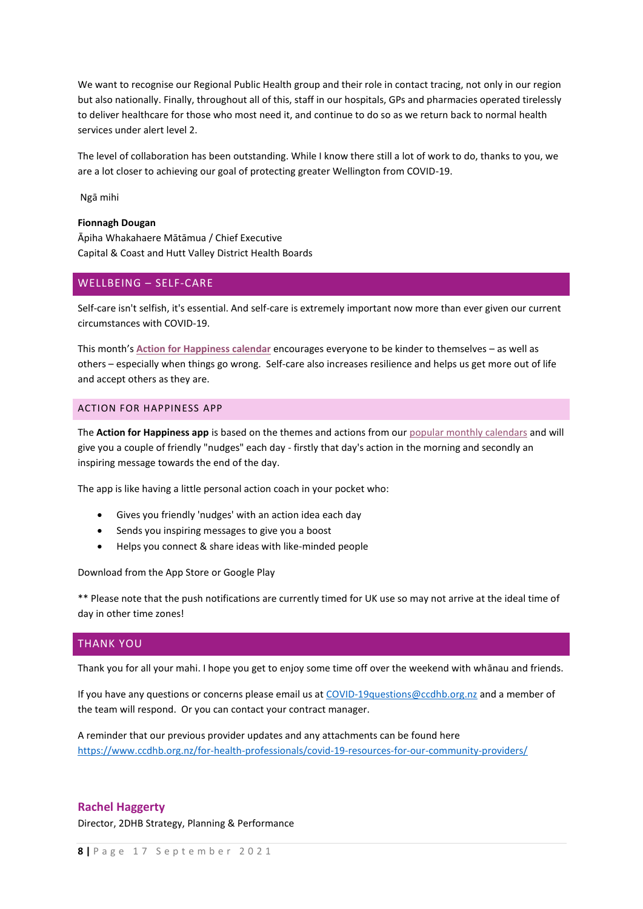We want to recognise our Regional Public Health group and their role in contact tracing, not only in our region but also nationally. Finally, throughout all of this, staff in our hospitals, GPs and pharmacies operated tirelessly to deliver healthcare for those who most need it, and continue to do so as we return back to normal health services under alert level 2.

The level of collaboration has been outstanding. While I know there still a lot of work to do, thanks to you, we are a lot closer to achieving our goal of protecting greater Wellington from COVID-19.

Ngā mihi

**Fionnagh Dougan**
Āpiha Whakahaere Mātāmua / Chief Executive
Capital & Coast and Hutt Valley District Health Boards

## WELLBEING – SELF-CARE

Self-care isn't selfish, it's essential. And self-care is extremely important now more than ever given our current circumstances with COVID-19.

This month's **Action for Happiness calendar** encourages everyone to be kinder to themselves – as well as others – especially when things go wrong. Self-care also increases resilience and helps us get more out of life and accept others as they are.

### ACTION FOR HAPPINESS APP

The **Action for Happiness app** is based on the themes and actions from our popular monthly calendars and will give you a couple of friendly "nudges" each day - firstly that day's action in the morning and secondly an inspiring message towards the end of the day.

The app is like having a little personal action coach in your pocket who:

- Gives you friendly 'nudges' with an action idea each day
- Sends you inspiring messages to give you a boost
- Helps you connect & share ideas with like-minded people

Download from the App Store or Google Play

** Please note that the push notifications are currently timed for UK use so may not arrive at the ideal time of day in other time zones!

## THANK YOU

Thank you for all your mahi. I hope you get to enjoy some time off over the weekend with whānau and friends.

If you have any questions or concerns please email us at COVID-19questions@ccdhb.org.nz and a member of the team will respond. Or you can contact your contract manager.

A reminder that our previous provider updates and any attachments can be found here https://www.ccdhb.org.nz/for-health-professionals/covid-19-resources-for-our-community-providers/

**Rachel Haggerty**
Director, 2DHB Strategy, Planning & Performance